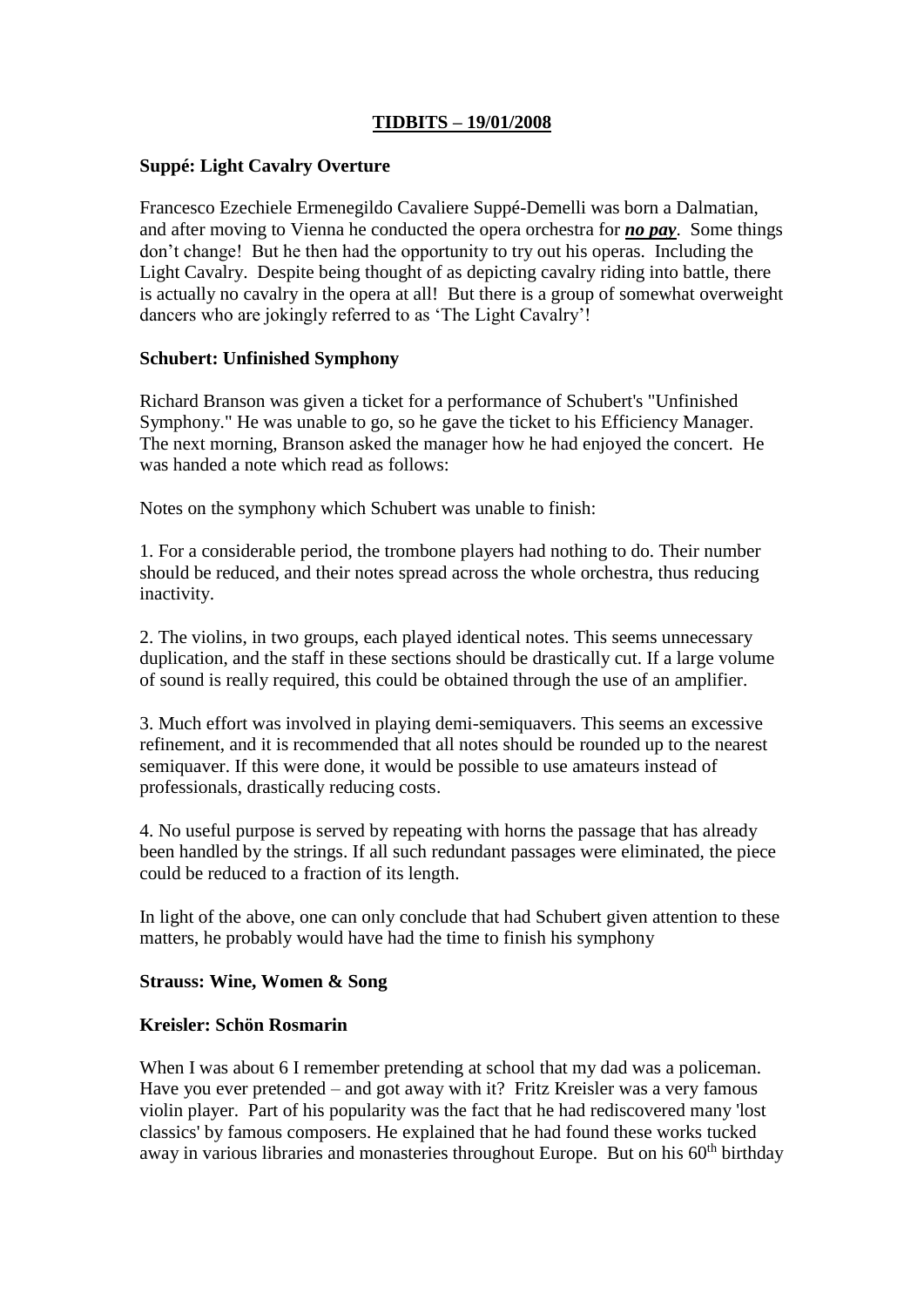# TIDBITS – 19/01/2008

### Suppé: Light Cavalry Overture

Francesco Ezechiele Ermenegildo Cavaliere Suppé-Demelli was born a Dalmatian, and after moving to Vienna he conducted the opera orchestra for ***no pay***. Some things don't change! But he then had the opportunity to try out his operas. Including the Light Cavalry. Despite being thought of as depicting cavalry riding into battle, there is actually no cavalry in the opera at all! But there is a group of somewhat overweight dancers who are jokingly referred to as 'The Light Cavalry'!

### Schubert: Unfinished Symphony

Richard Branson was given a ticket for a performance of Schubert's "Unfinished Symphony." He was unable to go, so he gave the ticket to his Efficiency Manager. The next morning, Branson asked the manager how he had enjoyed the concert. He was handed a note which read as follows:

Notes on the symphony which Schubert was unable to finish:

1. For a considerable period, the trombone players had nothing to do. Their number should be reduced, and their notes spread across the whole orchestra, thus reducing inactivity.

2. The violins, in two groups, each played identical notes. This seems unnecessary duplication, and the staff in these sections should be drastically cut. If a large volume of sound is really required, this could be obtained through the use of an amplifier.

3. Much effort was involved in playing demi-semiquavers. This seems an excessive refinement, and it is recommended that all notes should be rounded up to the nearest semiquaver. If this were done, it would be possible to use amateurs instead of professionals, drastically reducing costs.

4. No useful purpose is served by repeating with horns the passage that has already been handled by the strings. If all such redundant passages were eliminated, the piece could be reduced to a fraction of its length.

In light of the above, one can only conclude that had Schubert given attention to these matters, he probably would have had the time to finish his symphony

### Strauss: Wine, Women & Song

### Kreisler: Schön Rosmarin

When I was about 6 I remember pretending at school that my dad was a policeman. Have you ever pretended – and got away with it? Fritz Kreisler was a very famous violin player. Part of his popularity was the fact that he had rediscovered many 'lost classics' by famous composers. He explained that he had found these works tucked away in various libraries and monasteries throughout Europe. But on his 60th birthday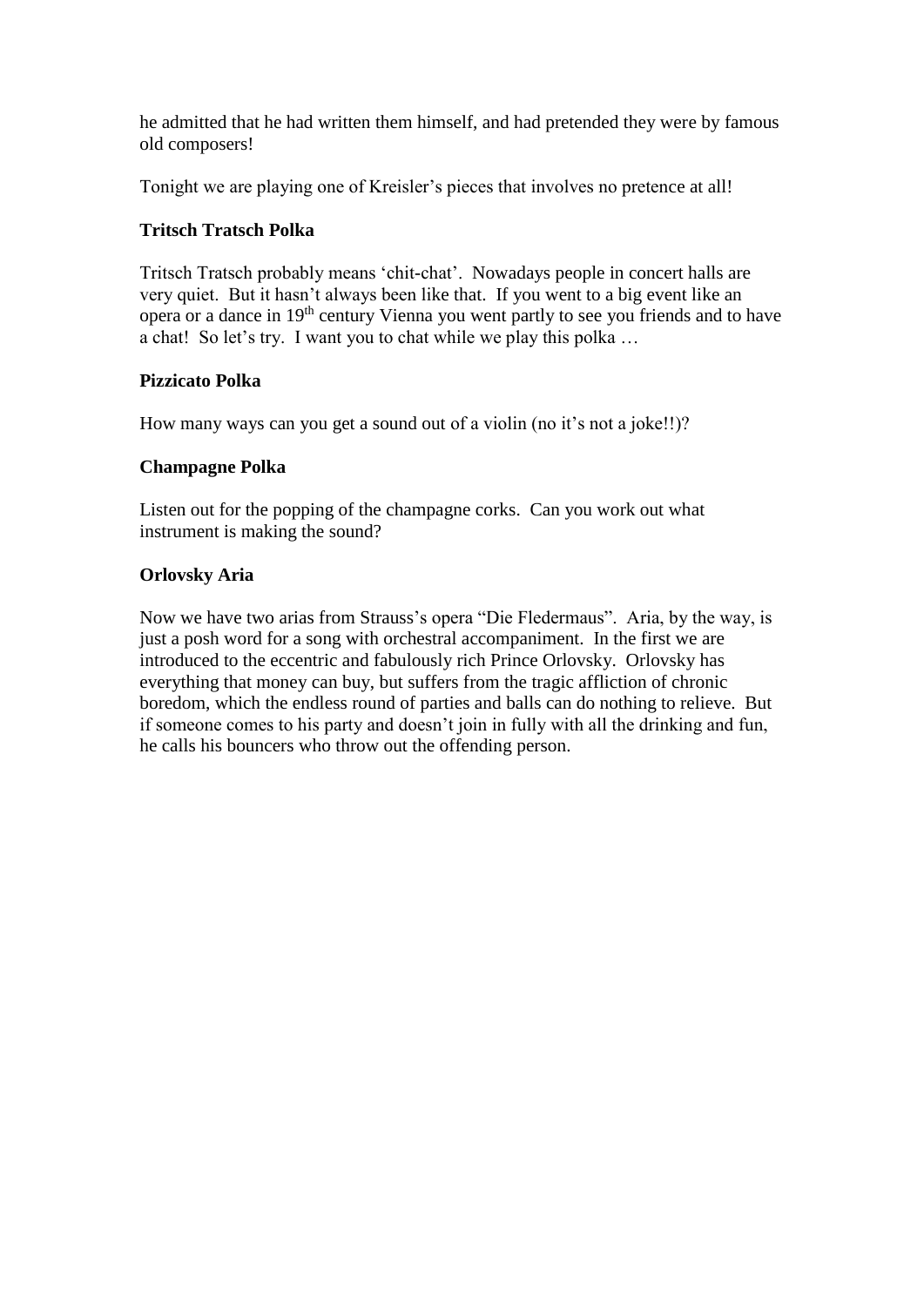he admitted that he had written them himself, and had pretended they were by famous old composers!

Tonight we are playing one of Kreisler's pieces that involves no pretence at all!

**Tritsch Tratsch Polka**

Tritsch Tratsch probably means 'chit-chat'. Nowadays people in concert halls are very quiet. But it hasn't always been like that. If you went to a big event like an opera or a dance in 19th century Vienna you went partly to see you friends and to have a chat! So let's try. I want you to chat while we play this polka …

**Pizzicato Polka**

How many ways can you get a sound out of a violin (no it's not a joke!!)?

**Champagne Polka**

Listen out for the popping of the champagne corks. Can you work out what instrument is making the sound?

**Orlovsky Aria**

Now we have two arias from Strauss's opera "Die Fledermaus". Aria, by the way, is just a posh word for a song with orchestral accompaniment. In the first we are introduced to the eccentric and fabulously rich Prince Orlovsky. Orlovsky has everything that money can buy, but suffers from the tragic affliction of chronic boredom, which the endless round of parties and balls can do nothing to relieve. But if someone comes to his party and doesn't join in fully with all the drinking and fun, he calls his bouncers who throw out the offending person.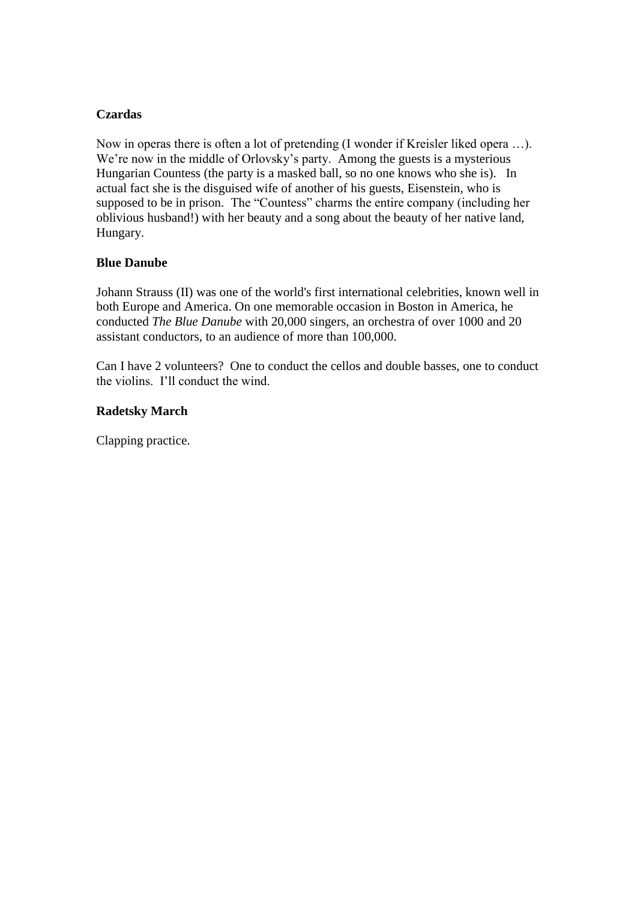**Czardas**

Now in operas there is often a lot of pretending (I wonder if Kreisler liked opera …). We're now in the middle of Orlovsky's party. Among the guests is a mysterious Hungarian Countess (the party is a masked ball, so no one knows who she is). In actual fact she is the disguised wife of another of his guests, Eisenstein, who is supposed to be in prison. The "Countess" charms the entire company (including her oblivious husband!) with her beauty and a song about the beauty of her native land, Hungary.

**Blue Danube**

Johann Strauss (II) was one of the world's first international celebrities, known well in both Europe and America. On one memorable occasion in Boston in America, he conducted *The Blue Danube* with 20,000 singers, an orchestra of over 1000 and 20 assistant conductors, to an audience of more than 100,000.

Can I have 2 volunteers? One to conduct the cellos and double basses, one to conduct the violins. I'll conduct the wind.

**Radetsky March**

Clapping practice.